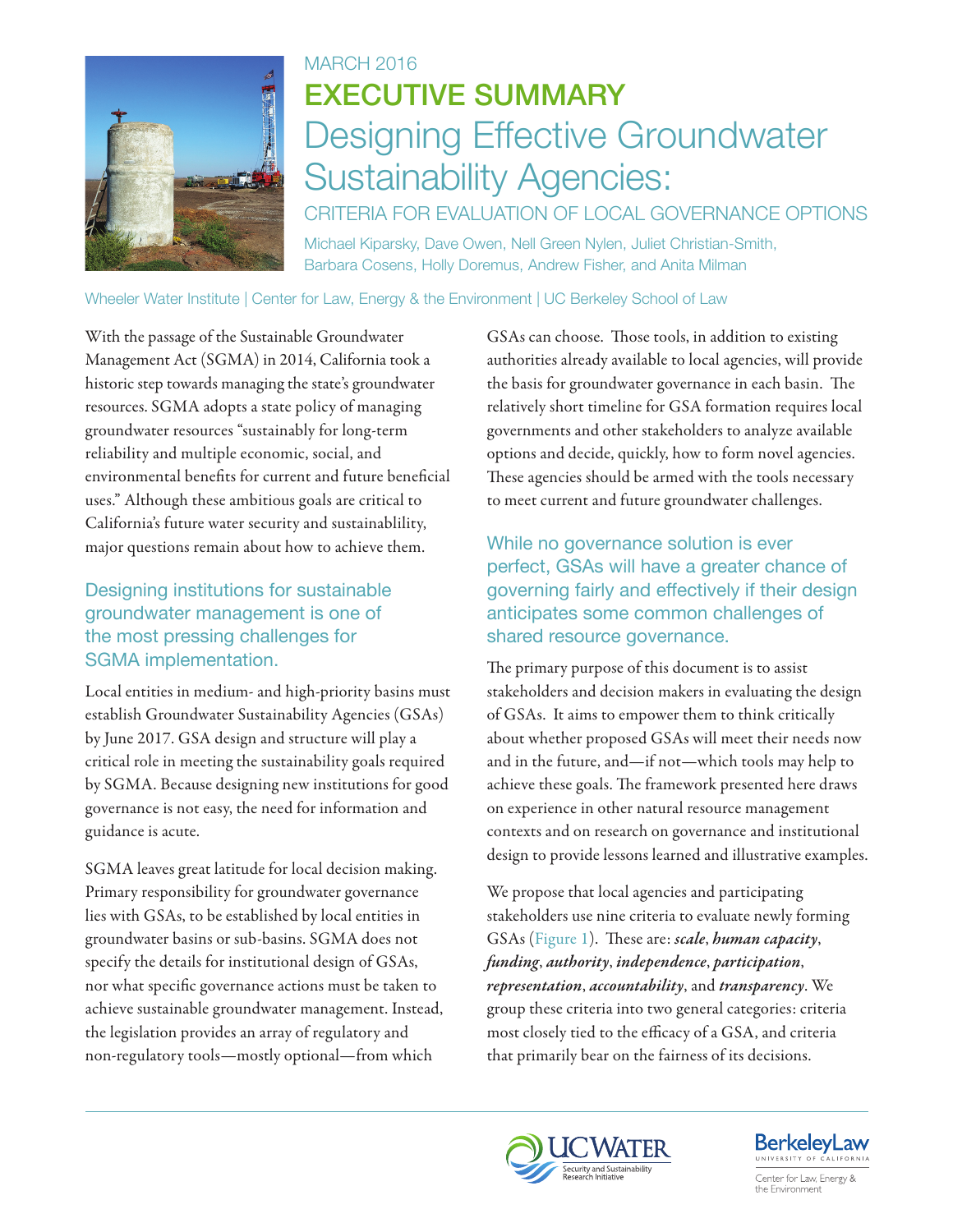MARCH 2016

# EXECUTIVE SUMMARY

# Designing Effective Groundwater Sustainability Agencies:

## CRITERIA FOR EVALUATION OF LOCAL GOVERNANCE OPTIONS

Michael Kiparsky, Dave Owen, Nell Green Nylen, Juliet Christian-Smith, Barbara Cosens, Holly Doremus, Andrew Fisher, and Anita Milman

Wheeler Water Institute | Center for Law, Energy & the Environment | UC Berkeley School of Law

With the passage of the Sustainable Groundwater Management Act (SGMA) in 2014, California took a historic step towards managing the state's groundwater resources. SGMA adopts a state policy of managing groundwater resources "sustainably for long-term reliability and multiple economic, social, and environmental benefits for current and future beneficial uses." Although these ambitious goals are critical to California's future water security and sustainablility, major questions remain about how to achieve them.

### Designing institutions for sustainable groundwater management is one of the most pressing challenges for SGMA implementation.

Local entities in medium- and high-priority basins must establish Groundwater Sustainability Agencies (GSAs) by June 2017. GSA design and structure will play a critical role in meeting the sustainability goals required by SGMA. Because designing new institutions for good governance is not easy, the need for information and guidance is acute.

SGMA leaves great latitude for local decision making. Primary responsibility for groundwater governance lies with GSAs, to be established by local entities in groundwater basins or sub-basins. SGMA does not specify the details for institutional design of GSAs, nor what specific governance actions must be taken to achieve sustainable groundwater management. Instead, the legislation provides an array of regulatory and non-regulatory tools—mostly optional—from which GSAs can choose. Those tools, in addition to existing authorities already available to local agencies, will provide the basis for groundwater governance in each basin. The relatively short timeline for GSA formation requires local governments and other stakeholders to analyze available options and decide, quickly, how to form novel agencies. These agencies should be armed with the tools necessary to meet current and future groundwater challenges.

### While no governance solution is ever perfect, GSAs will have a greater chance of governing fairly and effectively if their design anticipates some common challenges of shared resource governance.

The primary purpose of this document is to assist stakeholders and decision makers in evaluating the design of GSAs. It aims to empower them to think critically about whether proposed GSAs will meet their needs now and in the future, and—if not—which tools may help to achieve these goals. The framework presented here draws on experience in other natural resource management contexts and on research on governance and institutional design to provide lessons learned and illustrative examples.

We propose that local agencies and participating stakeholders use nine criteria to evaluate newly forming GSAs (Figure 1). These are: ***scale***, ***human capacity***, ***funding***, ***authority***, ***independence***, ***participation***, ***representation***, ***accountability***, and ***transparency***. We group these criteria into two general categories: criteria most closely tied to the efficacy of a GSA, and criteria that primarily bear on the fairness of its decisions.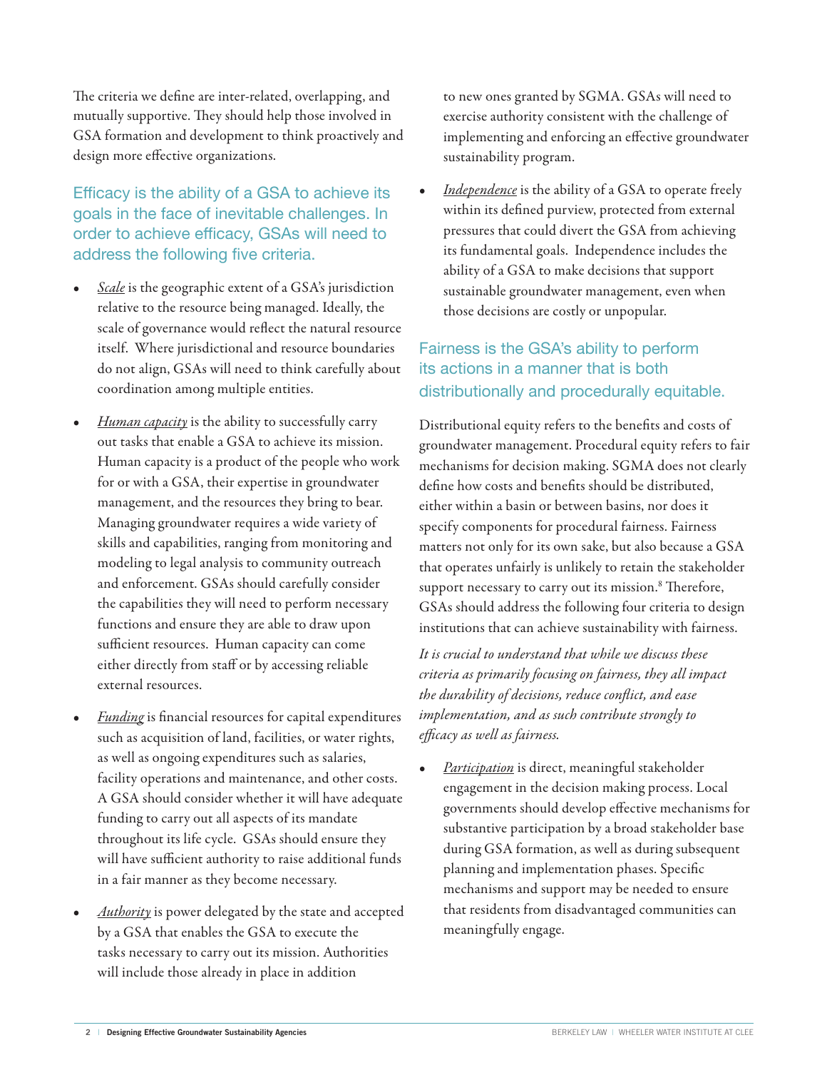The criteria we define are inter-related, overlapping, and mutually supportive. They should help those involved in GSA formation and development to think proactively and design more effective organizations.

### Efficacy is the ability of a GSA to achieve its goals in the face of inevitable challenges. In order to achieve efficacy, GSAs will need to address the following five criteria.

- *Scale* is the geographic extent of a GSA's jurisdiction relative to the resource being managed. Ideally, the scale of governance would reflect the natural resource itself. Where jurisdictional and resource boundaries do not align, GSAs will need to think carefully about coordination among multiple entities.

- *Human capacity* is the ability to successfully carry out tasks that enable a GSA to achieve its mission. Human capacity is a product of the people who work for or with a GSA, their expertise in groundwater management, and the resources they bring to bear. Managing groundwater requires a wide variety of skills and capabilities, ranging from monitoring and modeling to legal analysis to community outreach and enforcement. GSAs should carefully consider the capabilities they will need to perform necessary functions and ensure they are able to draw upon sufficient resources. Human capacity can come either directly from staff or by accessing reliable external resources.

- *Funding* is financial resources for capital expenditures such as acquisition of land, facilities, or water rights, as well as ongoing expenditures such as salaries, facility operations and maintenance, and other costs. A GSA should consider whether it will have adequate funding to carry out all aspects of its mandate throughout its life cycle. GSAs should ensure they will have sufficient authority to raise additional funds in a fair manner as they become necessary.

- *Authority* is power delegated by the state and accepted by a GSA that enables the GSA to execute the tasks necessary to carry out its mission. Authorities will include those already in place in addition to new ones granted by SGMA. GSAs will need to exercise authority consistent with the challenge of implementing and enforcing an effective groundwater sustainability program.

- *Independence* is the ability of a GSA to operate freely within its defined purview, protected from external pressures that could divert the GSA from achieving its fundamental goals. Independence includes the ability of a GSA to make decisions that support sustainable groundwater management, even when those decisions are costly or unpopular.

### Fairness is the GSA's ability to perform its actions in a manner that is both distributionally and procedurally equitable.

Distributional equity refers to the benefits and costs of groundwater management. Procedural equity refers to fair mechanisms for decision making. SGMA does not clearly define how costs and benefits should be distributed, either within a basin or between basins, nor does it specify components for procedural fairness. Fairness matters not only for its own sake, but also because a GSA that operates unfairly is unlikely to retain the stakeholder support necessary to carry out its mission.[8] Therefore, GSAs should address the following four criteria to design institutions that can achieve sustainability with fairness.

*It is crucial to understand that while we discuss these criteria as primarily focusing on fairness, they all impact the durability of decisions, reduce conflict, and ease implementation, and as such contribute strongly to efficacy as well as fairness.*

- *Participation* is direct, meaningful stakeholder engagement in the decision making process. Local governments should develop effective mechanisms for substantive participation by a broad stakeholder base during GSA formation, as well as during subsequent planning and implementation phases. Specific mechanisms and support may be needed to ensure that residents from disadvantaged communities can meaningfully engage.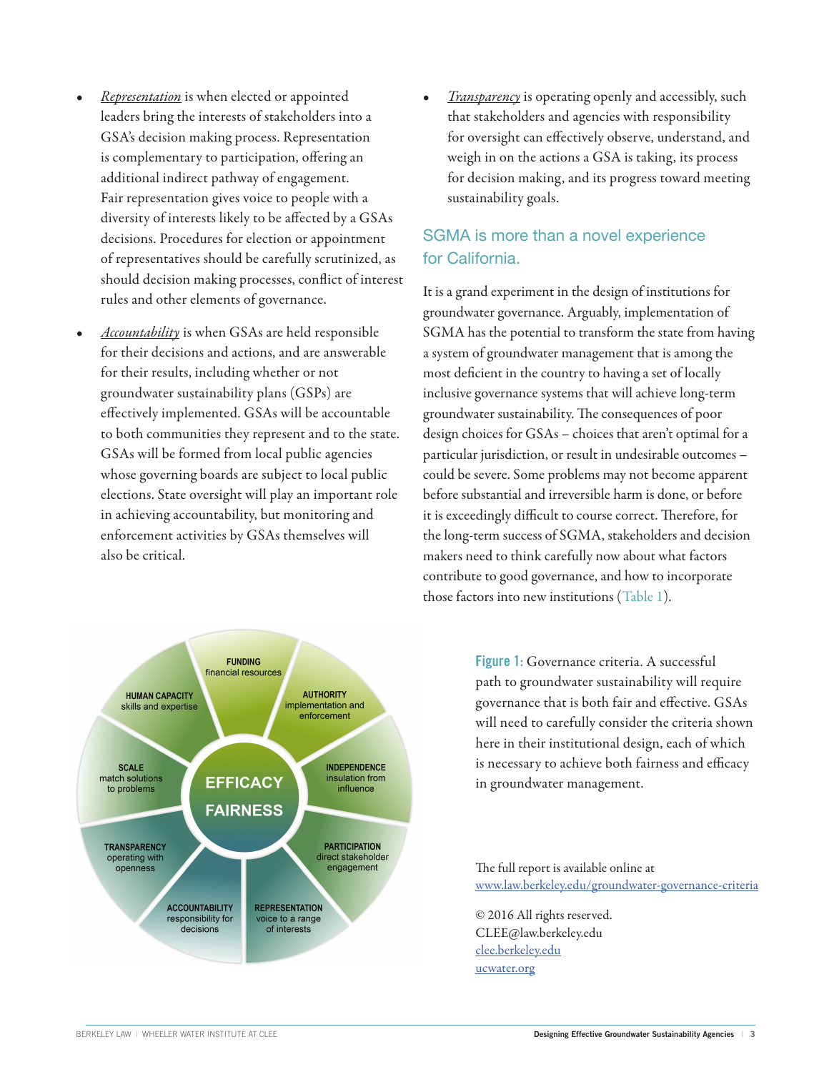- *Representation* is when elected or appointed leaders bring the interests of stakeholders into a GSA's decision making process. Representation is complementary to participation, offering an additional indirect pathway of engagement. Fair representation gives voice to people with a diversity of interests likely to be affected by a GSAs decisions. Procedures for election or appointment of representatives should be carefully scrutinized, as should decision making processes, conflict of interest rules and other elements of governance.
- *Accountability* is when GSAs are held responsible for their decisions and actions, and are answerable for their results, including whether or not groundwater sustainability plans (GSPs) are effectively implemented. GSAs will be accountable to both communities they represent and to the state. GSAs will be formed from local public agencies whose governing boards are subject to local public elections. State oversight will play an important role in achieving accountability, but monitoring and enforcement activities by GSAs themselves will also be critical.
- *Transparency* is operating openly and accessibly, such that stakeholders and agencies with responsibility for oversight can effectively observe, understand, and weigh in on the actions a GSA is taking, its process for decision making, and its progress toward meeting sustainability goals.

## SGMA is more than a novel experience for California.

It is a grand experiment in the design of institutions for groundwater governance. Arguably, implementation of SGMA has the potential to transform the state from having a system of groundwater management that is among the most deficient in the country to having a set of locally inclusive governance systems that will achieve long-term groundwater sustainability. The consequences of poor design choices for GSAs – choices that aren't optimal for a particular jurisdiction, or result in undesirable outcomes – could be severe. Some problems may not become apparent before substantial and irreversible harm is done, or before it is exceedingly difficult to course correct. Therefore, for the long-term success of SGMA, stakeholders and decision makers need to think carefully now about what factors contribute to good governance, and how to incorporate those factors into new institutions (Table 1).

EFFICACY

FAIRNESS

FUNDING financial resources

AUTHORITY implementation and enforcement

INDEPENDENCE insulation from influence

PARTICIPATION direct stakeholder engagement

REPRESENTATION voice to a range of interests

ACCOUNTABILITY responsibility for decisions

TRANSPARENCY operating with openness

SCALE match solutions to problems

HUMAN CAPACITY skills and expertise

**Figure 1:** Governance criteria. A successful path to groundwater sustainability will require governance that is both fair and effective. GSAs will need to carefully consider the criteria shown here in their institutional design, each of which is necessary to achieve both fairness and efficacy in groundwater management.

The full report is available online at
www.law.berkeley.edu/groundwater-governance-criteria

© 2016 All rights reserved.
CLEE@law.berkeley.edu
clee.berkeley.edu
ucwater.org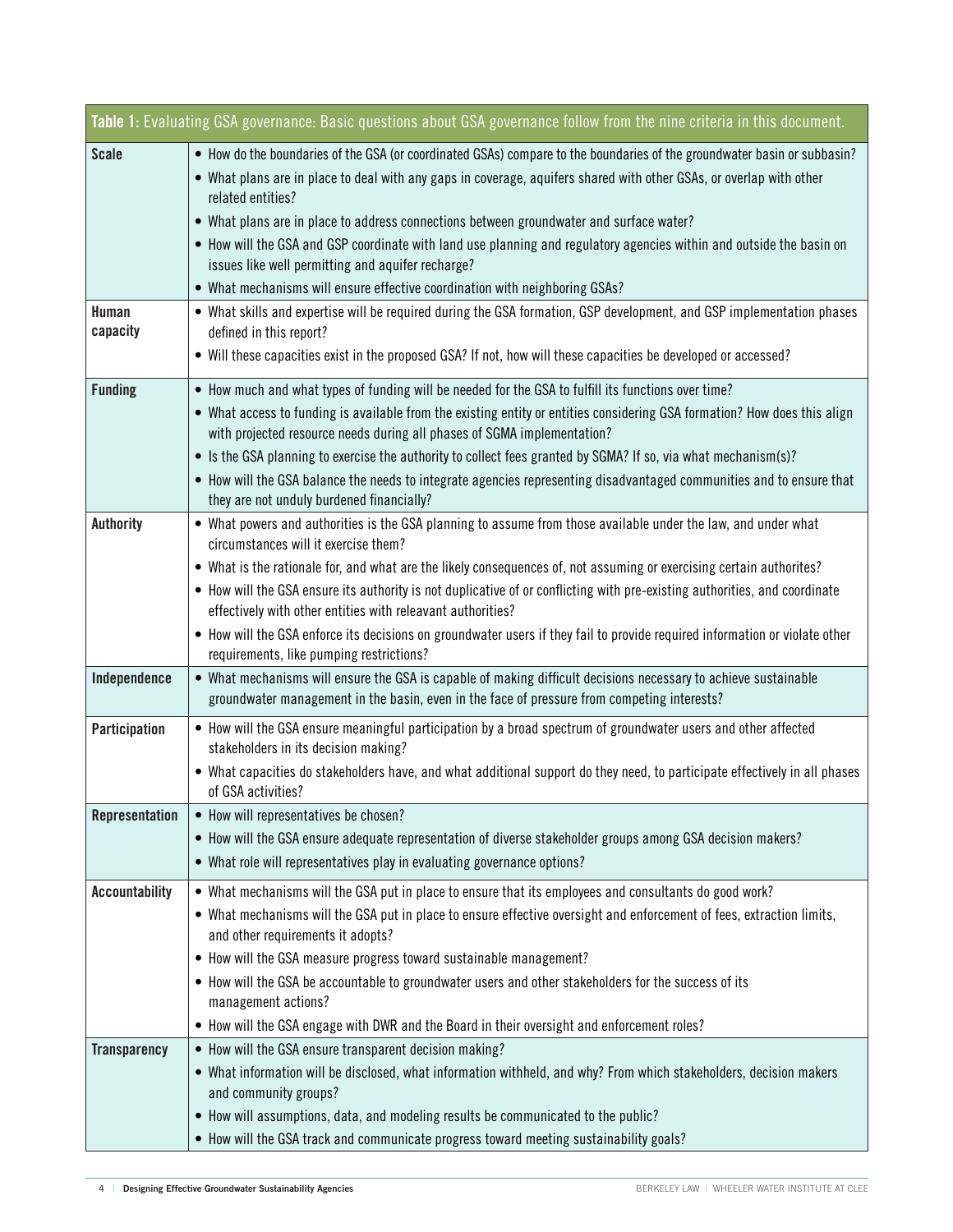**Table 1:** Evaluating GSA governance: Basic questions about GSA governance follow from the nine criteria in this document.

| | |
|---|---|
| **Scale** | • How do the boundaries of the GSA (or coordinated GSAs) compare to the boundaries of the groundwater basin or subbasin?<br>• What plans are in place to deal with any gaps in coverage, aquifers shared with other GSAs, or overlap with other related entities?<br>• What plans are in place to address connections between groundwater and surface water?<br>• How will the GSA and GSP coordinate with land use planning and regulatory agencies within and outside the basin on issues like well permitting and aquifer recharge?<br>• What mechanisms will ensure effective coordination with neighboring GSAs? |
| **Human capacity** | • What skills and expertise will be required during the GSA formation, GSP development, and GSP implementation phases defined in this report?<br>• Will these capacities exist in the proposed GSA? If not, how will these capacities be developed or accessed? |
| **Funding** | • How much and what types of funding will be needed for the GSA to fulfill its functions over time?<br>• What access to funding is available from the existing entity or entities considering GSA formation? How does this align with projected resource needs during all phases of SGMA implementation?<br>• Is the GSA planning to exercise the authority to collect fees granted by SGMA? If so, via what mechanism(s)?<br>• How will the GSA balance the needs to integrate agencies representing disadvantaged communities and to ensure that they are not unduly burdened financially? |
| **Authority** | • What powers and authorities is the GSA planning to assume from those available under the law, and under what circumstances will it exercise them?<br>• What is the rationale for, and what are the likely consequences of, not assuming or exercising certain authorites?<br>• How will the GSA ensure its authority is not duplicative of or conflicting with pre-existing authorities, and coordinate effectively with other entities with releavant authorities?<br>• How will the GSA enforce its decisions on groundwater users if they fail to provide required information or violate other requirements, like pumping restrictions? |
| **Independence** | • What mechanisms will ensure the GSA is capable of making difficult decisions necessary to achieve sustainable groundwater management in the basin, even in the face of pressure from competing interests? |
| **Participation** | • How will the GSA ensure meaningful participation by a broad spectrum of groundwater users and other affected stakeholders in its decision making?<br>• What capacities do stakeholders have, and what additional support do they need, to participate effectively in all phases of GSA activities? |
| **Representation** | • How will representatives be chosen?<br>• How will the GSA ensure adequate representation of diverse stakeholder groups among GSA decision makers?<br>• What role will representatives play in evaluating governance options? |
| **Accountability** | • What mechanisms will the GSA put in place to ensure that its employees and consultants do good work?<br>• What mechanisms will the GSA put in place to ensure effective oversight and enforcement of fees, extraction limits, and other requirements it adopts?<br>• How will the GSA measure progress toward sustainable management?<br>• How will the GSA be accountable to groundwater users and other stakeholders for the success of its management actions?<br>• How will the GSA engage with DWR and the Board in their oversight and enforcement roles? |
| **Transparency** | • How will the GSA ensure transparent decision making?<br>• What information will be disclosed, what information withheld, and why? From which stakeholders, decision makers and community groups?<br>• How will assumptions, data, and modeling results be communicated to the public?<br>• How will the GSA track and communicate progress toward meeting sustainability goals? |